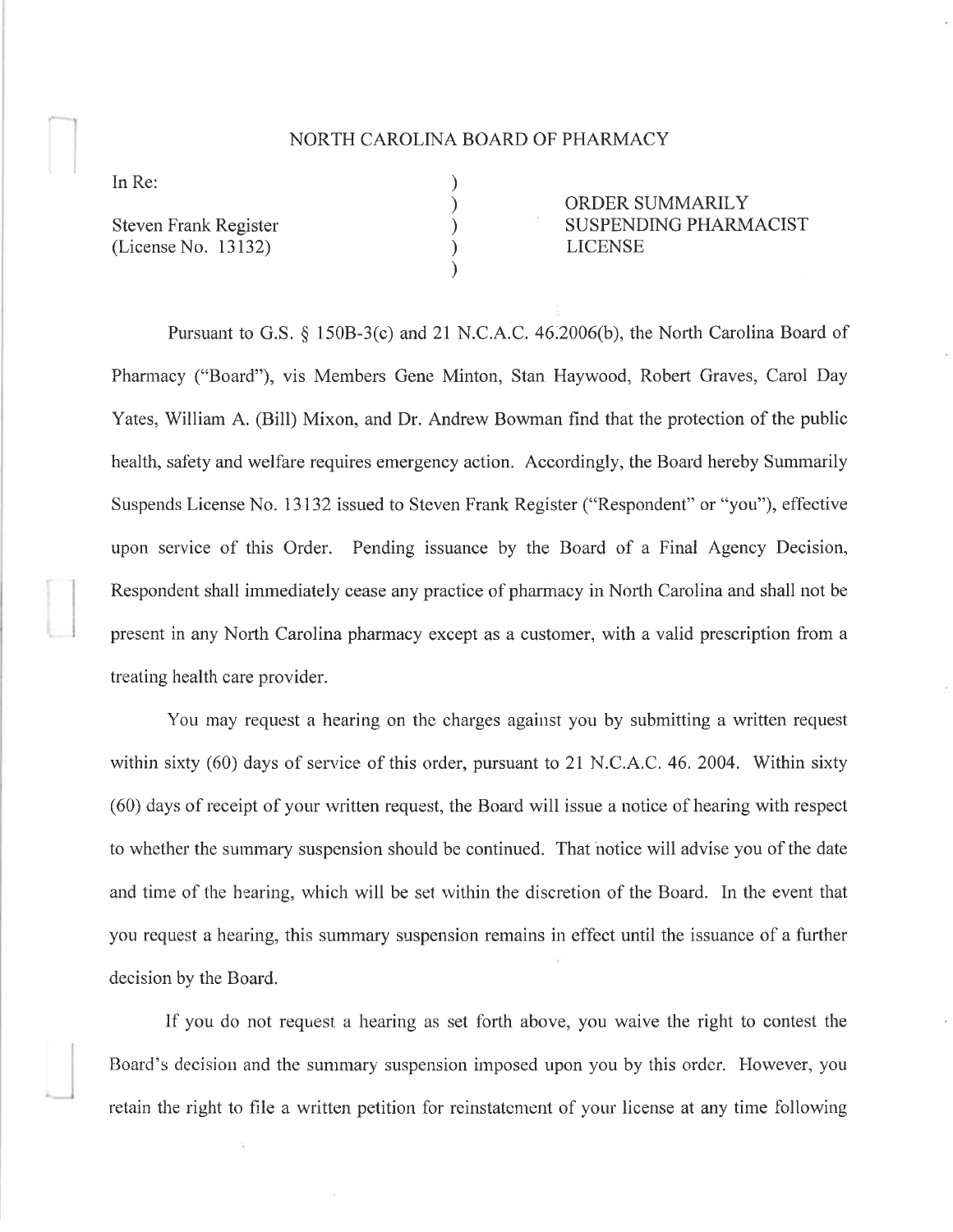# NORTH CAROLINA BOARD OF PHARMACY

| | | |
|---|---|---|
| In Re: | ) | |
| | ) | ORDER SUMMARILY |
| Steven Frank Register | ) | SUSPENDING PHARMACIST |
| (License No. 13132) | ) | LICENSE |
| | ) | |

Pursuant to G.S. § 150B-3(c) and 21 N.C.A.C. 46.2006(b), the North Carolina Board of Pharmacy ("Board"), vis Members Gene Minton, Stan Haywood, Robert Graves, Carol Day Yates, William A. (Bill) Mixon, and Dr. Andrew Bowman find that the protection of the public health, safety and welfare requires emergency action. Accordingly, the Board hereby Summarily Suspends License No. 13132 issued to Steven Frank Register ("Respondent" or "you"), effective upon service of this Order. Pending issuance by the Board of a Final Agency Decision, Respondent shall immediately cease any practice of pharmacy in North Carolina and shall not be present in any North Carolina pharmacy except as a customer, with a valid prescription from a treating health care provider.

You may request a hearing on the charges against you by submitting a written request within sixty (60) days of service of this order, pursuant to 21 N.C.A.C. 46. 2004. Within sixty (60) days of receipt of your written request, the Board will issue a notice of hearing with respect to whether the summary suspension should be continued. That notice will advise you of the date and time of the hearing, which will be set within the discretion of the Board. In the event that you request a hearing, this summary suspension remains in effect until the issuance of a further decision by the Board.

If you do not request a hearing as set forth above, you waive the right to contest the Board's decision and the summary suspension imposed upon you by this order. However, you retain the right to file a written petition for reinstatement of your license at any time following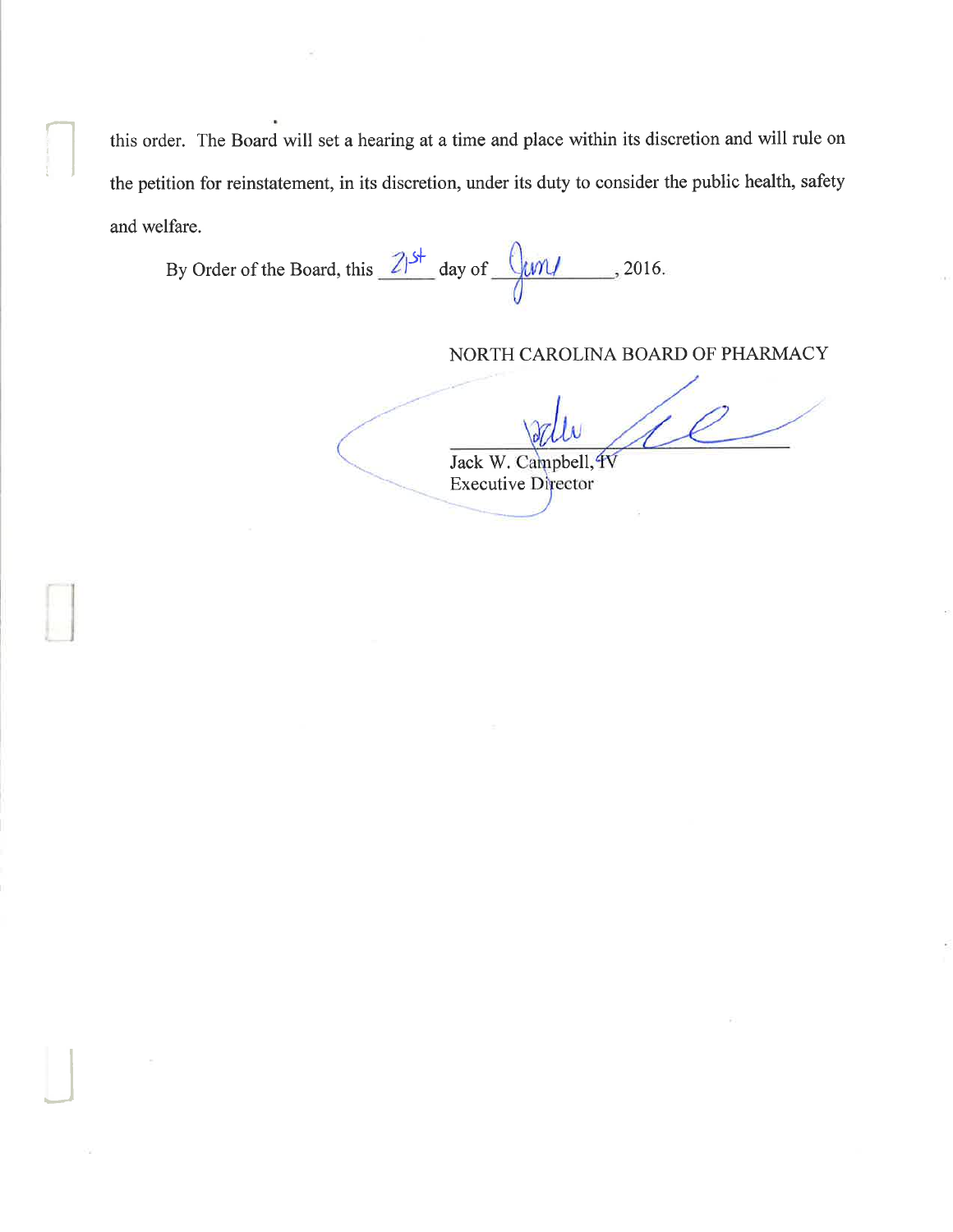this order. The Board will set a hearing at a time and place within its discretion and will rule on the petition for reinstatement, in its discretion, under its duty to consider the public health, safety and welfare.

By Order of the Board, this 21st day of June, 2016.

NORTH CAROLINA BOARD OF PHARMACY

Jack W. Campbell, IV
Executive Director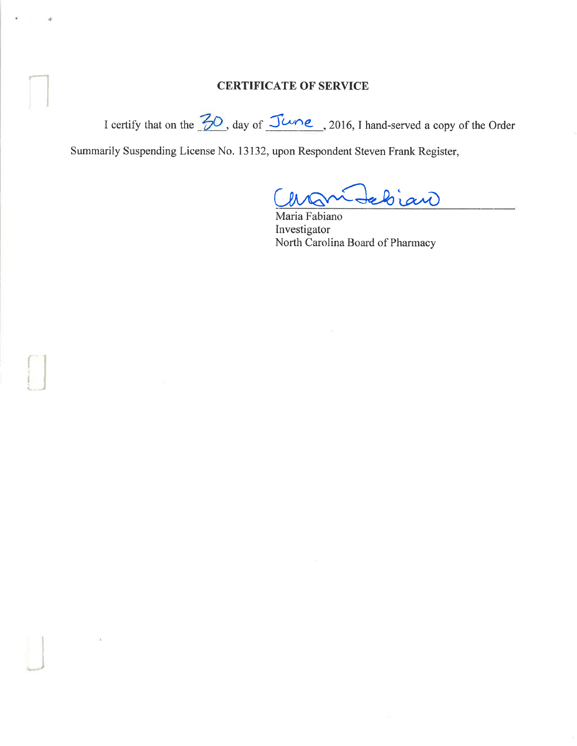## CERTIFICATE OF SERVICE

I certify that on the 30, day of June, 2016, I hand-served a copy of the Order Summarily Suspending License No. 13132, upon Respondent Steven Frank Register,

Maria Fabiano
Investigator
North Carolina Board of Pharmacy